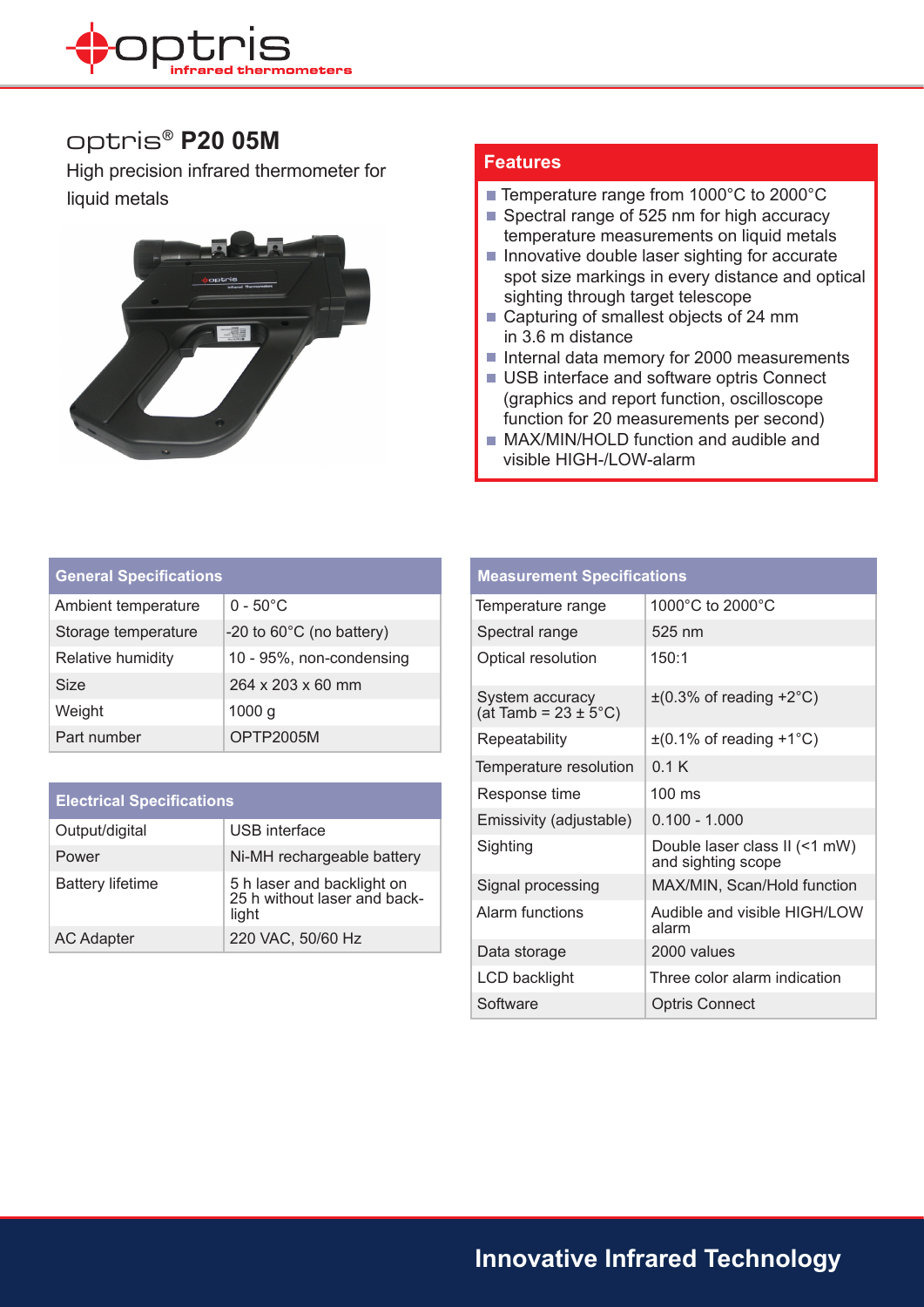# optris® P20 05M

High precision infrared thermometer for liquid metals

## Features

- Temperature range from 1000°C to 2000°C
- Spectral range of 525 nm for high accuracy temperature measurements on liquid metals
- Innovative double laser sighting for accurate spot size markings in every distance and optical sighting through target telescope
- Capturing of smallest objects of 24 mm in 3.6 m distance
- Internal data memory for 2000 measurements
- USB interface and software optris Connect (graphics and report function, oscilloscope function for 20 measurements per second)
- MAX/MIN/HOLD function and audible and visible HIGH-/LOW-alarm

| General Specifications | |
|---|---|
| Ambient temperature | 0 - 50°C |
| Storage temperature | -20 to 60°C (no battery) |
| Relative humidity | 10 - 95%, non-condensing |
| Size | 264 x 203 x 60 mm |
| Weight | 1000 g |
| Part number | OPTP2005M |

| Electrical Specifications | |
|---|---|
| Output/digital | USB interface |
| Power | Ni-MH rechargeable battery |
| Battery lifetime | 5 h laser and backlight on 25 h without laser and back-light |
| AC Adapter | 220 VAC, 50/60 Hz |

| Measurement Specifications | |
|---|---|
| Temperature range | 1000°C to 2000°C |
| Spectral range | 525 nm |
| Optical resolution | 150:1 |
| System accuracy (at Tamb = 23 ± 5°C) | ±(0.3% of reading +2°C) |
| Repeatability | ±(0.1% of reading +1°C) |
| Temperature resolution | 0.1 K |
| Response time | 100 ms |
| Emissivity (adjustable) | 0.100 - 1.000 |
| Sighting | Double laser class II (<1 mW) and sighting scope |
| Signal processing | MAX/MIN, Scan/Hold function |
| Alarm functions | Audible and visible HIGH/LOW alarm |
| Data storage | 2000 values |
| LCD backlight | Three color alarm indication |
| Software | Optris Connect |

Innovative Infrared Technology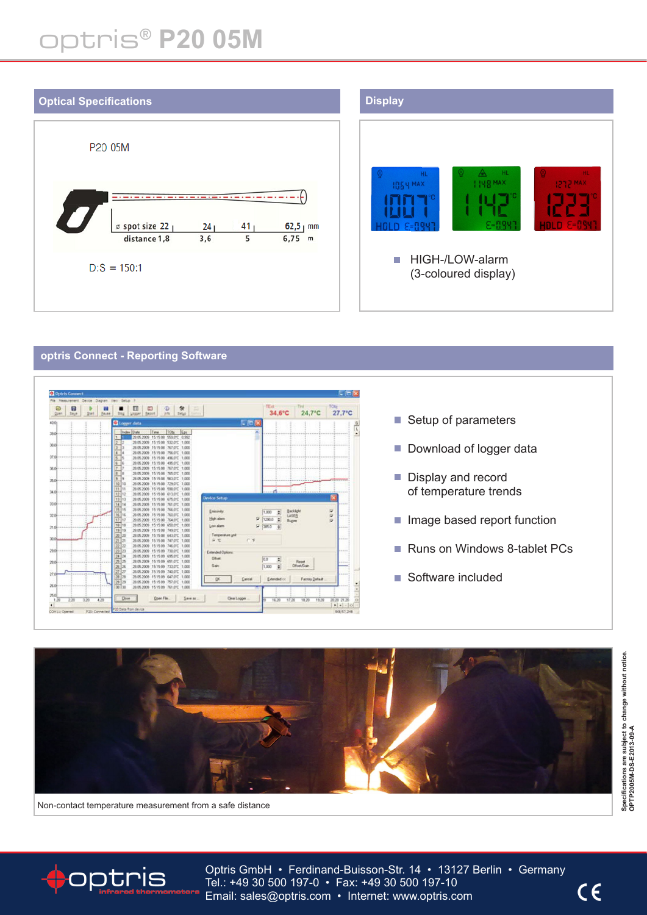# optris® P20 05M

## Optical Specifications

P20 05M

⌀ spot size 22 24 41 62,5 mm

distance 1,8 3,6 5 6,75 m

D:S = 150:1

## Display

- HIGH-/LOW-alarm (3-coloured display)

## optris Connect - Reporting Software

- Setup of parameters
- Download of logger data
- Display and record of temperature trends
- Image based report function
- Runs on Windows 8-tablet PCs
- Software included

Non-contact temperature measurement from a safe distance

Specifications are subject to change without notice.
OPTP2005M-DS-E2013-09-A

Optris GmbH • Ferdinand-Buisson-Str. 14 • 13127 Berlin • Germany
Tel.: +49 30 500 197-0 • Fax: +49 30 500 197-10
Email: sales@optris.com • Internet: www.optris.com